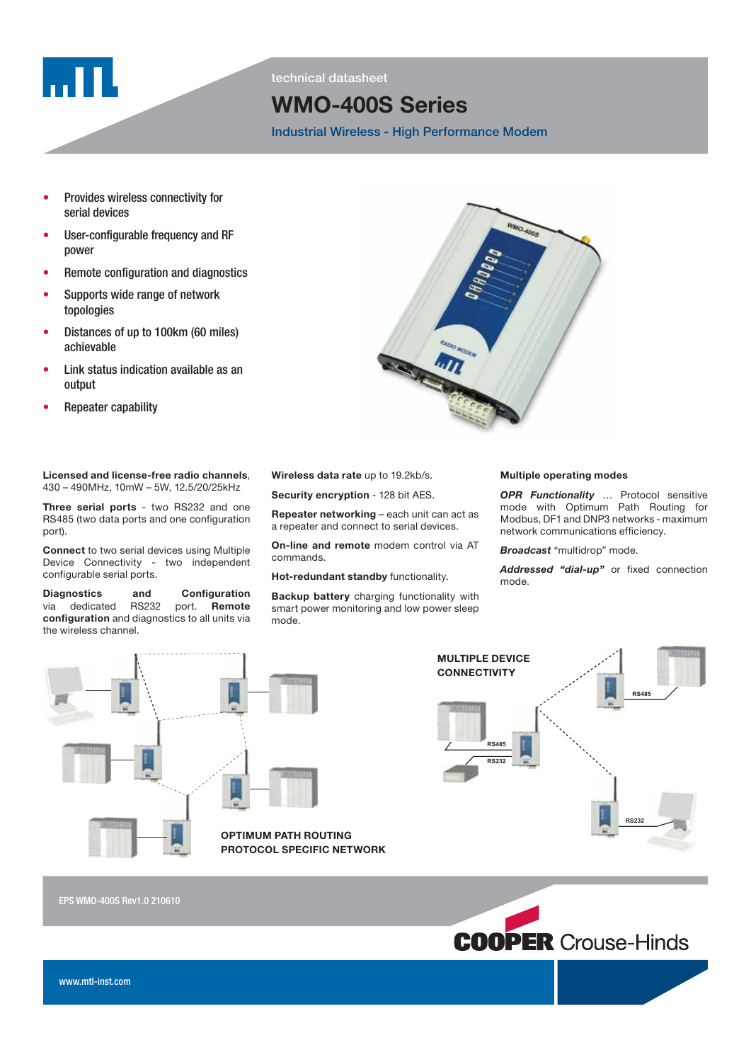technical datasheet

# WMO-400S Series

## Industrial Wireless - High Performance Modem

- Provides wireless connectivity for serial devices
- User-configurable frequency and RF power
- Remote configuration and diagnostics
- Supports wide range of network topologies
- Distances of up to 100km (60 miles) achievable
- Link status indication available as an output
- Repeater capability

**Licensed and license-free radio channels**, 430 – 490MHz, 10mW – 5W, 12.5/20/25kHz

**Three serial ports** - two RS232 and one RS485 (two data ports and one configuration port).

**Connect** to two serial devices using Multiple Device Connectivity - two independent configurable serial ports.

**Diagnostics and Configuration** via dedicated RS232 port. **Remote configuration** and diagnostics to all units via the wireless channel.

**Wireless data rate** up to 19.2kb/s.

**Security encryption** - 128 bit AES.

**Repeater networking** – each unit can act as a repeater and connect to serial devices.

**On-line and remote** modem control via AT commands.

**Hot-redundant standby** functionality.

**Backup battery** charging functionality with smart power monitoring and low power sleep mode.

**Multiple operating modes**

***OPR Functionality*** ... Protocol sensitive mode with Optimum Path Routing for Modbus, DF1 and DNP3 networks - maximum network communications efficiency.

***Broadcast*** "multidrop" mode.

***Addressed "dial-up"*** or fixed connection mode.

OPTIMUM PATH ROUTING
PROTOCOL SPECIFIC NETWORK

MULTIPLE DEVICE CONNECTIVITY

EPS WMO-400S Rev1.0 210610

www.mtl-inst.com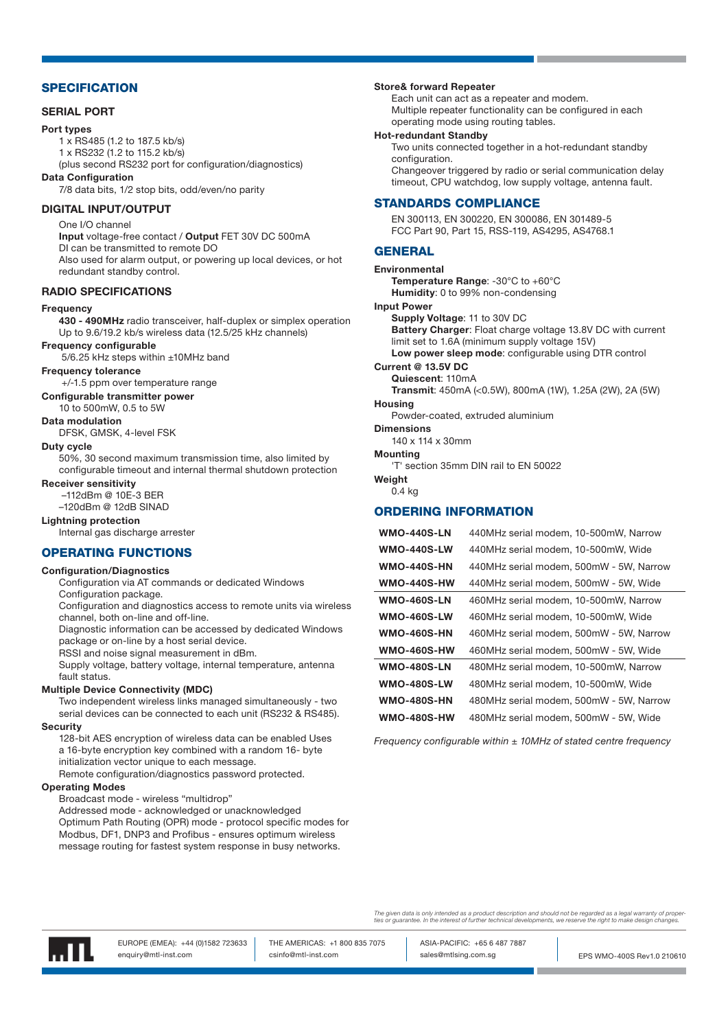## SPECIFICATION

### SERIAL PORT

**Port types**

1 x RS485 (1.2 to 187.5 kb/s)
1 x RS232 (1.2 to 115.2 kb/s)
(plus second RS232 port for configuration/diagnostics)

**Data Configuration**

7/8 data bits, 1/2 stop bits, odd/even/no parity

### DIGITAL INPUT/OUTPUT

One I/O channel
**Input** voltage-free contact / **Output** FET 30V DC 500mA
DI can be transmitted to remote DO
Also used for alarm output, or powering up local devices, or hot redundant standby control.

### RADIO SPECIFICATIONS

**Frequency**

**430 - 490MHz** radio transceiver, half-duplex or simplex operation
Up to 9.6/19.2 kb/s wireless data (12.5/25 kHz channels)

**Frequency configurable**

5/6.25 kHz steps within ±10MHz band

**Frequency tolerance**

+/-1.5 ppm over temperature range

**Configurable transmitter power**

10 to 500mW, 0.5 to 5W

**Data modulation**

DFSK, GMSK, 4-level FSK

**Duty cycle**

50%, 30 second maximum transmission time, also limited by configurable timeout and internal thermal shutdown protection

**Receiver sensitivity**

–112dBm @ 10E-3 BER
–120dBm @ 12dB SINAD

**Lightning protection**

Internal gas discharge arrester

## OPERATING FUNCTIONS

**Configuration/Diagnostics**

Configuration via AT commands or dedicated Windows Configuration package.
Configuration and diagnostics access to remote units via wireless channel, both on-line and off-line.
Diagnostic information can be accessed by dedicated Windows package or on-line by a host serial device.
RSSI and noise signal measurement in dBm.
Supply voltage, battery voltage, internal temperature, antenna fault status.

**Multiple Device Connectivity (MDC)**

Two independent wireless links managed simultaneously - two serial devices can be connected to each unit (RS232 & RS485).

**Security**

128-bit AES encryption of wireless data can be enabled Uses a 16-byte encryption key combined with a random 16- byte initialization vector unique to each message.
Remote configuration/diagnostics password protected.

**Operating Modes**

Broadcast mode - wireless “multidrop”
Addressed mode - acknowledged or unacknowledged
Optimum Path Routing (OPR) mode - protocol specific modes for Modbus, DF1, DNP3 and Profibus - ensures optimum wireless message routing for fastest system response in busy networks.

**Store& forward Repeater**

Each unit can act as a repeater and modem.
Multiple repeater functionality can be configured in each operating mode using routing tables.

**Hot-redundant Standby**

Two units connected together in a hot-redundant standby configuration.
Changeover triggered by radio or serial communication delay timeout, CPU watchdog, low supply voltage, antenna fault.

## STANDARDS COMPLIANCE

EN 300113, EN 300220, EN 300086, EN 301489-5
FCC Part 90, Part 15, RSS-119, AS4295, AS4768.1

## GENERAL

**Environmental**

**Temperature Range**: -30°C to +60°C
**Humidity**: 0 to 99% non-condensing

**Input Power**

**Supply Voltage**: 11 to 30V DC
**Battery Charger**: Float charge voltage 13.8V DC with current limit set to 1.6A (minimum supply voltage 15V)
**Low power sleep mode**: configurable using DTR control

**Current @ 13.5V DC**

**Quiescent**: 110mA
**Transmit**: 450mA (<0.5W), 800mA (1W), 1.25A (2W), 2A (5W)

**Housing**

Powder-coated, extruded aluminium

**Dimensions**

140 x 114 x 30mm

**Mounting**

'T' section 35mm DIN rail to EN 50022

**Weight**

0.4 kg

## ORDERING INFORMATION

| | |
|---|---|
| **WMO-440S-LN** | 440MHz serial modem, 10-500mW, Narrow |
| **WMO-440S-LW** | 440MHz serial modem, 10-500mW, Wide |
| **WMO-440S-HN** | 440MHz serial modem, 500mW - 5W, Narrow |
| **WMO-440S-HW** | 440MHz serial modem, 500mW - 5W, Wide |
| **WMO-460S-LN** | 460MHz serial modem, 10-500mW, Narrow |
| **WMO-460S-LW** | 460MHz serial modem, 10-500mW, Wide |
| **WMO-460S-HN** | 460MHz serial modem, 500mW - 5W, Narrow |
| **WMO-460S-HW** | 460MHz serial modem, 500mW - 5W, Wide |
| **WMO-480S-LN** | 480MHz serial modem, 10-500mW, Narrow |
| **WMO-480S-LW** | 480MHz serial modem, 10-500mW, Wide |
| **WMO-480S-HN** | 480MHz serial modem, 500mW - 5W, Narrow |
| **WMO-480S-HW** | 480MHz serial modem, 500mW - 5W, Wide |

*Frequency configurable within ± 10MHz of stated centre frequency*

*The given data is only intended as a product description and should not be regarded as a legal warranty of properties or guarantee. In the interest of further technical developments, we reserve the right to make design changes.*

EUROPE (EMEA): +44 (0)1582 723633
enquiry@mtl-inst.com

THE AMERICAS: +1 800 835 7075
csinfo@mtl-inst.com

ASIA-PACIFIC: +65 6 487 7887
sales@mtlsing.com.sg

EPS WMO-400S Rev1.0 210610